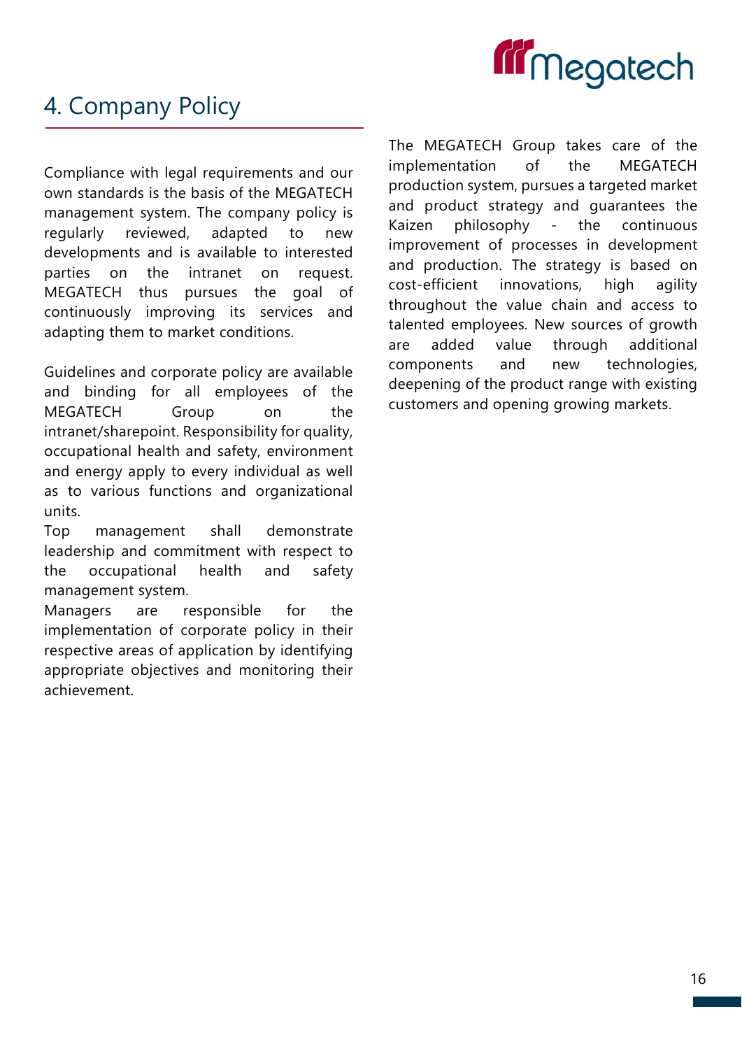# 4. Company Policy

Compliance with legal requirements and our own standards is the basis of the MEGATECH management system. The company policy is regularly reviewed, adapted to new developments and is available to interested parties on the intranet on request. MEGATECH thus pursues the goal of continuously improving its services and adapting them to market conditions.

Guidelines and corporate policy are available and binding for all employees of the MEGATECH Group on the intranet/sharepoint. Responsibility for quality, occupational health and safety, environment and energy apply to every individual as well as to various functions and organizational units.
Top management shall demonstrate leadership and commitment with respect to the occupational health and safety management system.
Managers are responsible for the implementation of corporate policy in their respective areas of application by identifying appropriate objectives and monitoring their achievement.

The MEGATECH Group takes care of the implementation of the MEGATECH production system, pursues a targeted market and product strategy and guarantees the Kaizen philosophy - the continuous improvement of processes in development and production. The strategy is based on cost-efficient innovations, high agility throughout the value chain and access to talented employees. New sources of growth are added value through additional components and new technologies, deepening of the product range with existing customers and opening growing markets.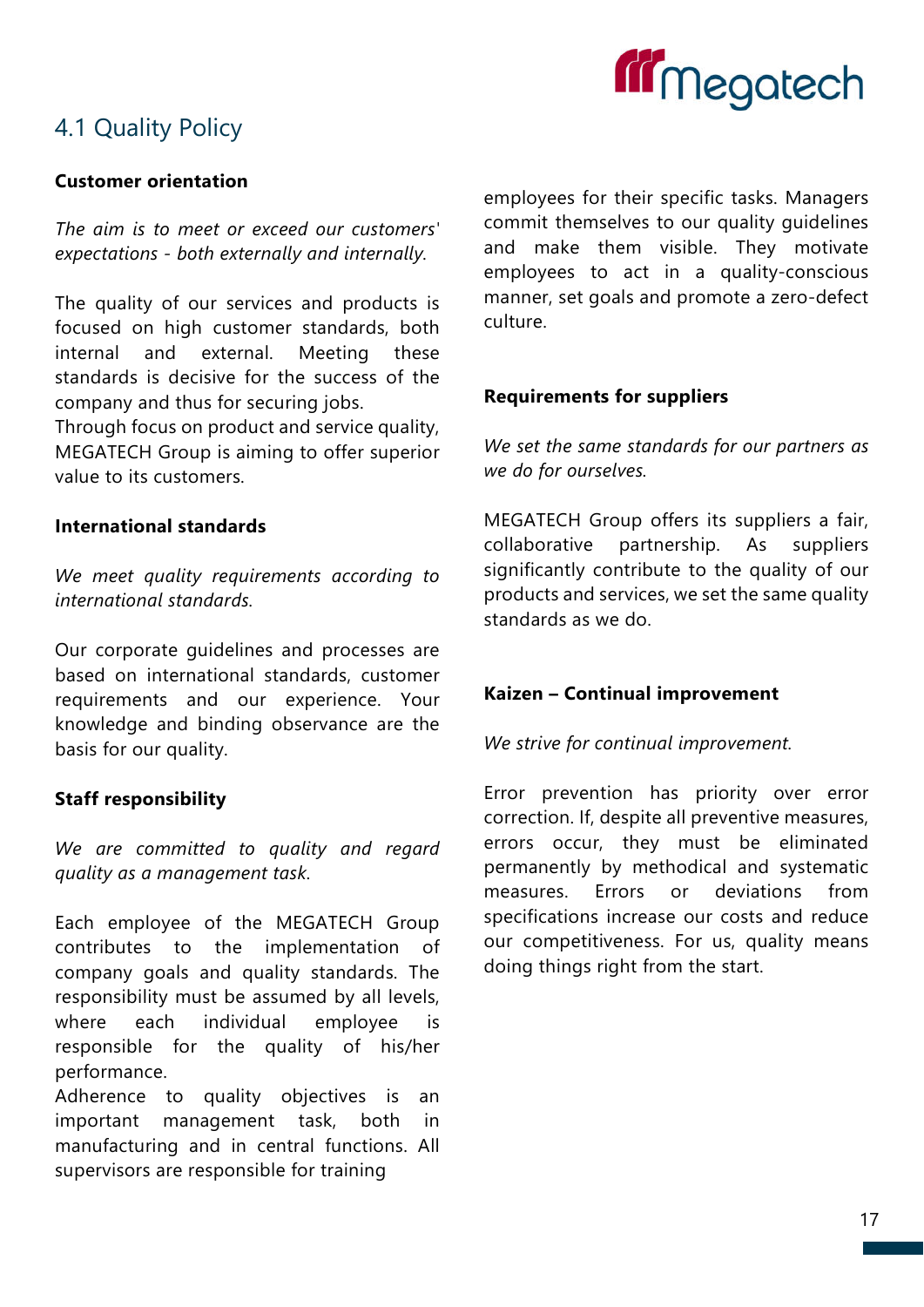## 4.1 Quality Policy

**Customer orientation**

*The aim is to meet or exceed our customers' expectations - both externally and internally.*

The quality of our services and products is focused on high customer standards, both internal and external. Meeting these standards is decisive for the success of the company and thus for securing jobs.
Through focus on product and service quality, MEGATECH Group is aiming to offer superior value to its customers.

**International standards**

*We meet quality requirements according to international standards.*

Our corporate guidelines and processes are based on international standards, customer requirements and our experience. Your knowledge and binding observance are the basis for our quality.

**Staff responsibility**

*We are committed to quality and regard quality as a management task.*

Each employee of the MEGATECH Group contributes to the implementation of company goals and quality standards. The responsibility must be assumed by all levels, where each individual employee is responsible for the quality of his/her performance.
Adherence to quality objectives is an important management task, both in manufacturing and in central functions. All supervisors are responsible for training employees for their specific tasks. Managers commit themselves to our quality guidelines and make them visible. They motivate employees to act in a quality-conscious manner, set goals and promote a zero-defect culture.

**Requirements for suppliers**

*We set the same standards for our partners as we do for ourselves.*

MEGATECH Group offers its suppliers a fair, collaborative partnership. As suppliers significantly contribute to the quality of our products and services, we set the same quality standards as we do.

**Kaizen – Continual improvement**

*We strive for continual improvement.*

Error prevention has priority over error correction. If, despite all preventive measures, errors occur, they must be eliminated permanently by methodical and systematic measures. Errors or deviations from specifications increase our costs and reduce our competitiveness. For us, quality means doing things right from the start.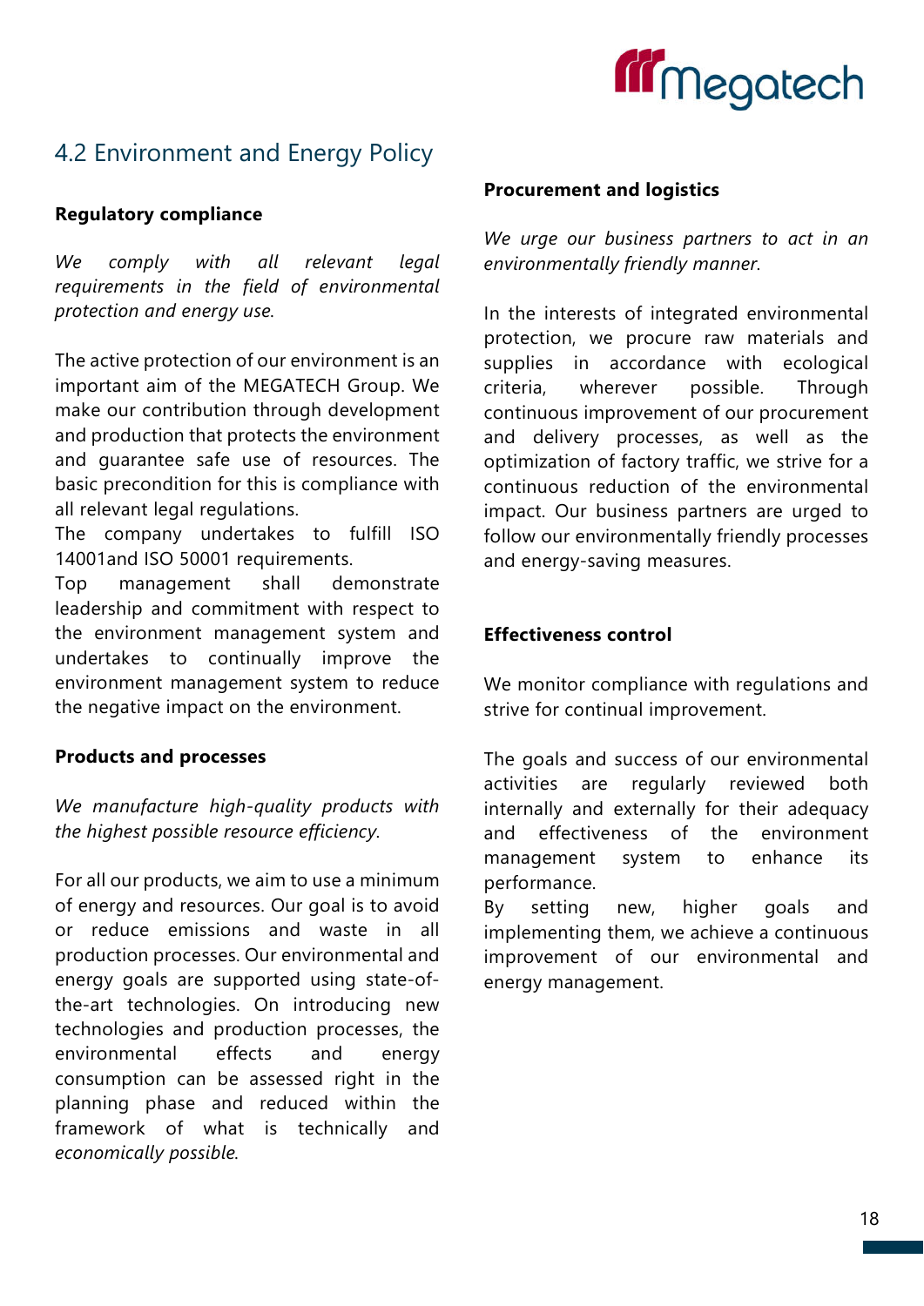## 4.2 Environment and Energy Policy

### Regulatory compliance

*We comply with all relevant legal requirements in the field of environmental protection and energy use.*

The active protection of our environment is an important aim of the MEGATECH Group. We make our contribution through development and production that protects the environment and guarantee safe use of resources. The basic precondition for this is compliance with all relevant legal regulations.
The company undertakes to fulfill ISO 14001and ISO 50001 requirements.
Top management shall demonstrate leadership and commitment with respect to the environment management system and undertakes to continually improve the environment management system to reduce the negative impact on the environment.

### Products and processes

*We manufacture high-quality products with the highest possible resource efficiency.*

For all our products, we aim to use a minimum of energy and resources. Our goal is to avoid or reduce emissions and waste in all production processes. Our environmental and energy goals are supported using state-of-the-art technologies. On introducing new technologies and production processes, the environmental effects and energy consumption can be assessed right in the planning phase and reduced within the framework of what is technically and *economically possible.*

### Procurement and logistics

*We urge our business partners to act in an environmentally friendly manner.*

In the interests of integrated environmental protection, we procure raw materials and supplies in accordance with ecological criteria, wherever possible. Through continuous improvement of our procurement and delivery processes, as well as the optimization of factory traffic, we strive for a continuous reduction of the environmental impact. Our business partners are urged to follow our environmentally friendly processes and energy-saving measures.

### Effectiveness control

We monitor compliance with regulations and strive for continual improvement.

The goals and success of our environmental activities are regularly reviewed both internally and externally for their adequacy and effectiveness of the environment management system to enhance its performance.
By setting new, higher goals and implementing them, we achieve a continuous improvement of our environmental and energy management.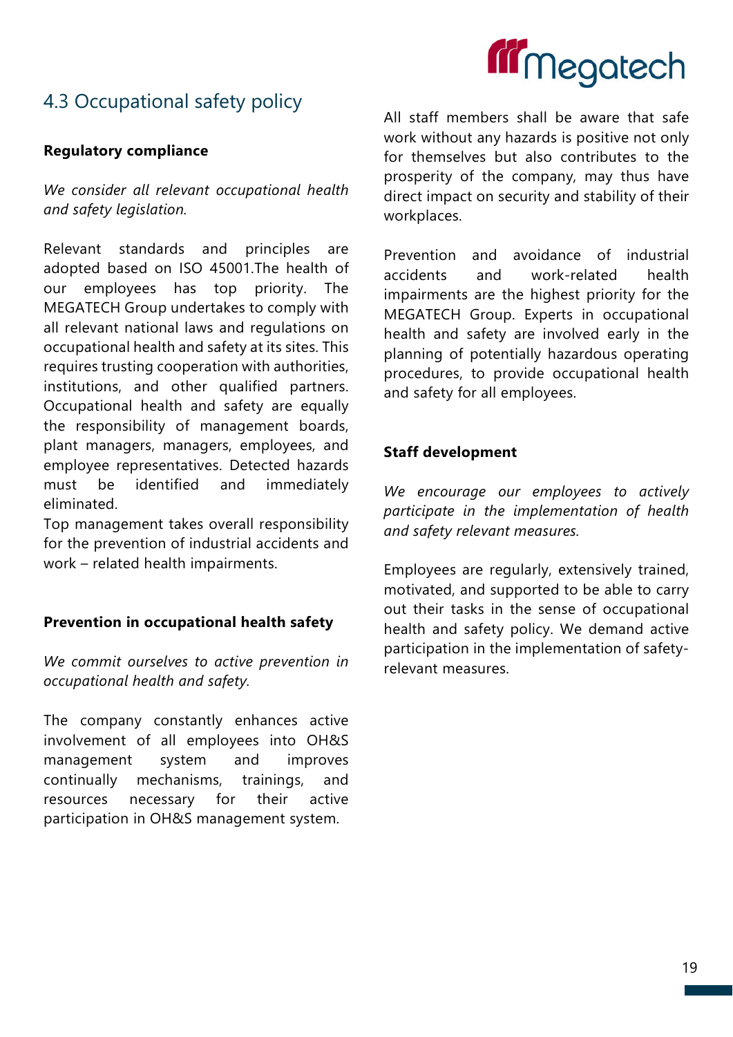## 4.3 Occupational safety policy

**Regulatory compliance**

*We consider all relevant occupational health and safety legislation.*

Relevant standards and principles are adopted based on ISO 45001.The health of our employees has top priority. The MEGATECH Group undertakes to comply with all relevant national laws and regulations on occupational health and safety at its sites. This requires trusting cooperation with authorities, institutions, and other qualified partners. Occupational health and safety are equally the responsibility of management boards, plant managers, managers, employees, and employee representatives. Detected hazards must be identified and immediately eliminated.
Top management takes overall responsibility for the prevention of industrial accidents and work – related health impairments.

**Prevention in occupational health safety**

*We commit ourselves to active prevention in occupational health and safety.*

The company constantly enhances active involvement of all employees into OH&S management system and improves continually mechanisms, trainings, and resources necessary for their active participation in OH&S management system.

All staff members shall be aware that safe work without any hazards is positive not only for themselves but also contributes to the prosperity of the company, may thus have direct impact on security and stability of their workplaces.

Prevention and avoidance of industrial accidents and work-related health impairments are the highest priority for the MEGATECH Group. Experts in occupational health and safety are involved early in the planning of potentially hazardous operating procedures, to provide occupational health and safety for all employees.

**Staff development**

*We encourage our employees to actively participate in the implementation of health and safety relevant measures.*

Employees are regularly, extensively trained, motivated, and supported to be able to carry out their tasks in the sense of occupational health and safety policy. We demand active participation in the implementation of safety-relevant measures.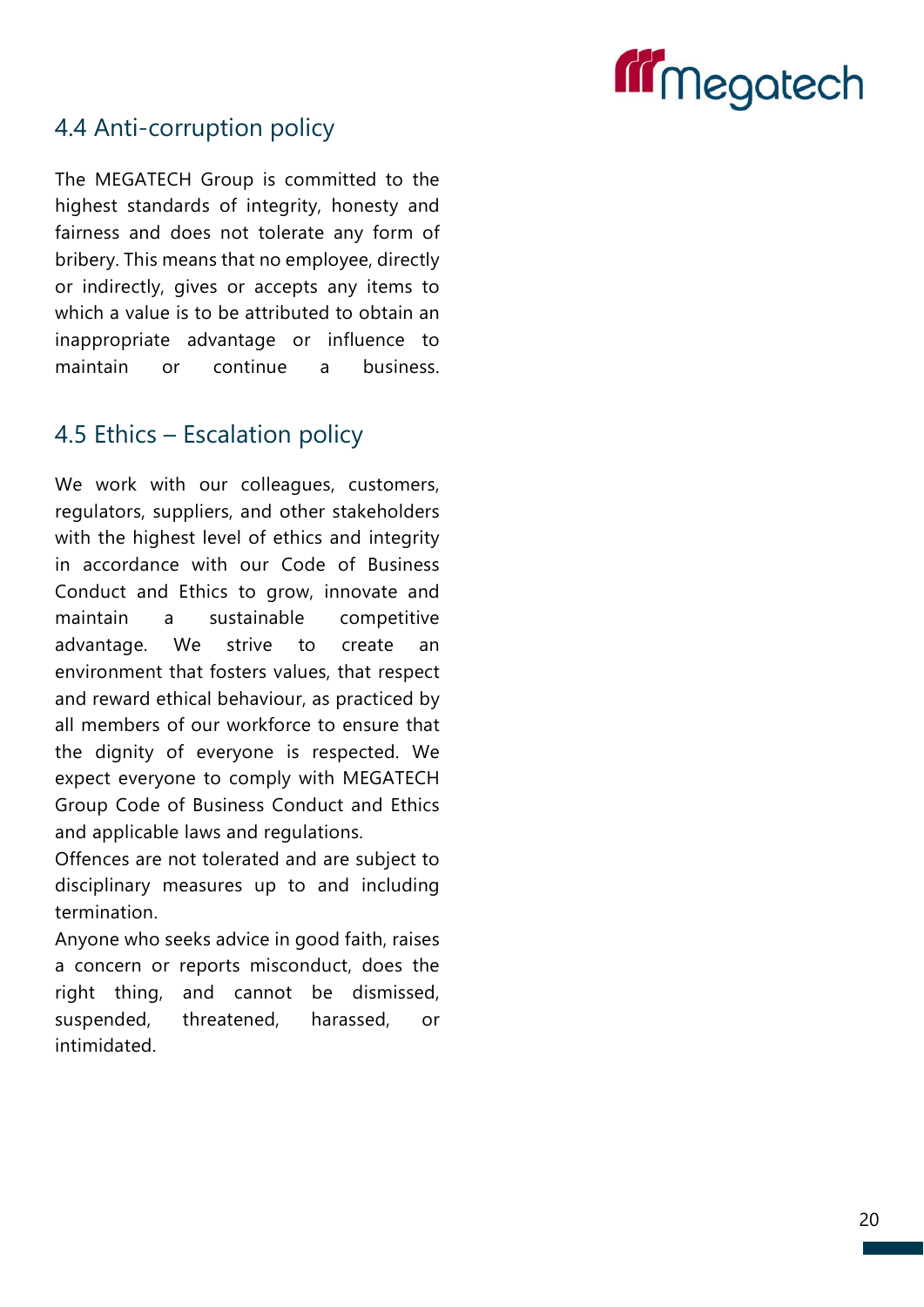## 4.4 Anti-corruption policy

The MEGATECH Group is committed to the highest standards of integrity, honesty and fairness and does not tolerate any form of bribery. This means that no employee, directly or indirectly, gives or accepts any items to which a value is to be attributed to obtain an inappropriate advantage or influence to maintain or continue a business.

## 4.5 Ethics – Escalation policy

We work with our colleagues, customers, regulators, suppliers, and other stakeholders with the highest level of ethics and integrity in accordance with our Code of Business Conduct and Ethics to grow, innovate and maintain a sustainable competitive advantage. We strive to create an environment that fosters values, that respect and reward ethical behaviour, as practiced by all members of our workforce to ensure that the dignity of everyone is respected. We expect everyone to comply with MEGATECH Group Code of Business Conduct and Ethics and applicable laws and regulations.

Offences are not tolerated and are subject to disciplinary measures up to and including termination.

Anyone who seeks advice in good faith, raises a concern or reports misconduct, does the right thing, and cannot be dismissed, suspended, threatened, harassed, or intimidated.